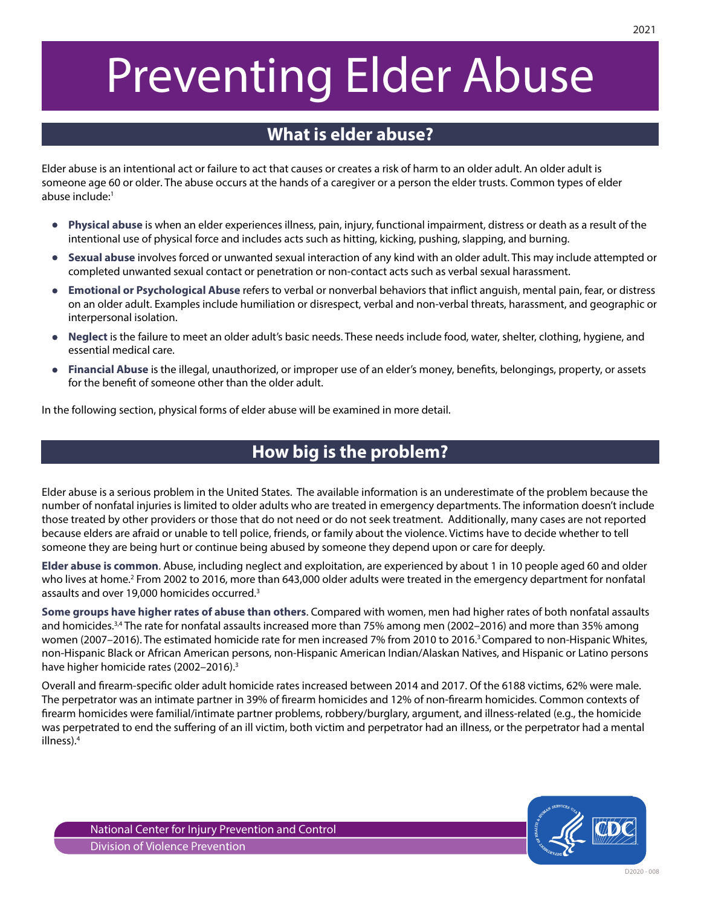# Preventing Elder Abuse

## What is elder abuse?

Elder abuse is an intentional act or failure to act that causes or creates a risk of harm to an older adult. An older adult is someone age 60 or older. The abuse occurs at the hands of a caregiver or a person the elder trusts. Common types of elder abuse include:[1]

- **Physical abuse** is when an elder experiences illness, pain, injury, functional impairment, distress or death as a result of the intentional use of physical force and includes acts such as hitting, kicking, pushing, slapping, and burning.
- **Sexual abuse** involves forced or unwanted sexual interaction of any kind with an older adult. This may include attempted or completed unwanted sexual contact or penetration or non-contact acts such as verbal sexual harassment.
- **Emotional or Psychological Abuse** refers to verbal or nonverbal behaviors that inflict anguish, mental pain, fear, or distress on an older adult. Examples include humiliation or disrespect, verbal and non-verbal threats, harassment, and geographic or interpersonal isolation.
- **Neglect** is the failure to meet an older adult's basic needs. These needs include food, water, shelter, clothing, hygiene, and essential medical care.
- **Financial Abuse** is the illegal, unauthorized, or improper use of an elder's money, benefits, belongings, property, or assets for the benefit of someone other than the older adult.

In the following section, physical forms of elder abuse will be examined in more detail.

## How big is the problem?

Elder abuse is a serious problem in the United States. The available information is an underestimate of the problem because the number of nonfatal injuries is limited to older adults who are treated in emergency departments. The information doesn't include those treated by other providers or those that do not need or do not seek treatment. Additionally, many cases are not reported because elders are afraid or unable to tell police, friends, or family about the violence. Victims have to decide whether to tell someone they are being hurt or continue being abused by someone they depend upon or care for deeply.

**Elder abuse is common**. Abuse, including neglect and exploitation, are experienced by about 1 in 10 people aged 60 and older who lives at home.[2] From 2002 to 2016, more than 643,000 older adults were treated in the emergency department for nonfatal assaults and over 19,000 homicides occurred.[3]

**Some groups have higher rates of abuse than others**. Compared with women, men had higher rates of both nonfatal assaults and homicides.[3,4] The rate for nonfatal assaults increased more than 75% among men (2002–2016) and more than 35% among women (2007–2016). The estimated homicide rate for men increased 7% from 2010 to 2016.[3] Compared to non-Hispanic Whites, non-Hispanic Black or African American persons, non-Hispanic American Indian/Alaskan Natives, and Hispanic or Latino persons have higher homicide rates (2002–2016).[3]

Overall and firearm-specific older adult homicide rates increased between 2014 and 2017. Of the 6188 victims, 62% were male. The perpetrator was an intimate partner in 39% of firearm homicides and 12% of non-firearm homicides. Common contexts of firearm homicides were familial/intimate partner problems, robbery/burglary, argument, and illness-related (e.g., the homicide was perpetrated to end the suffering of an ill victim, both victim and perpetrator had an illness, or the perpetrator had a mental illness).[4]

National Center for Injury Prevention and Control
Division of Violence Prevention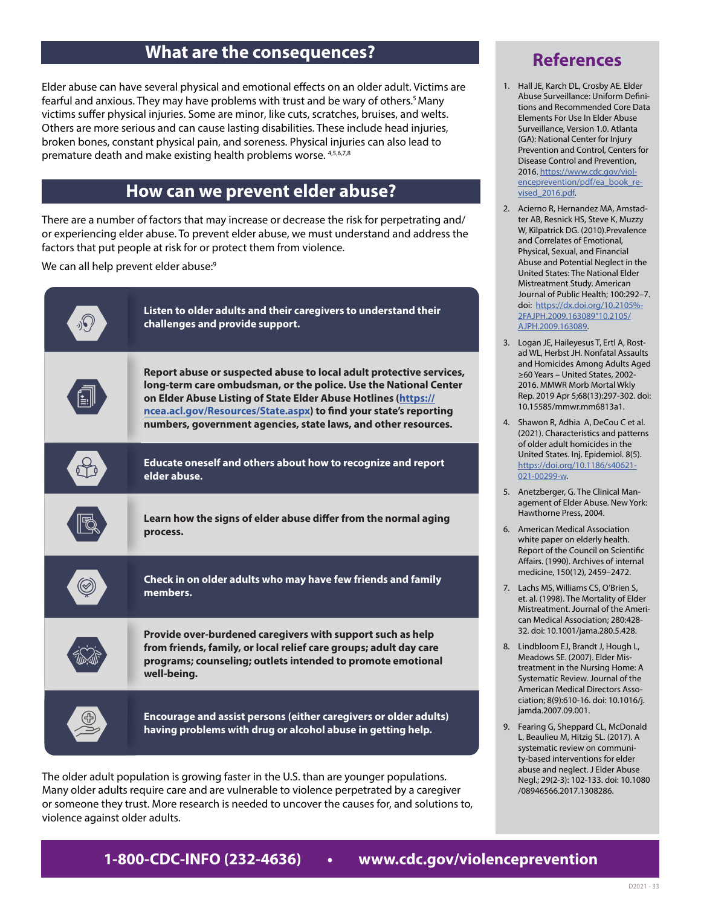## What are the consequences?

Elder abuse can have several physical and emotional effects on an older adult. Victims are fearful and anxious. They may have problems with trust and be wary of others.[5] Many victims suffer physical injuries. Some are minor, like cuts, scratches, bruises, and welts. Others are more serious and can cause lasting disabilities. These include head injuries, broken bones, constant physical pain, and soreness. Physical injuries can also lead to premature death and make existing health problems worse. [4,5,6,7,8]

## How can we prevent elder abuse?

There are a number of factors that may increase or decrease the risk for perpetrating and/or experiencing elder abuse. To prevent elder abuse, we must understand and address the factors that put people at risk for or protect them from violence.

We can all help prevent elder abuse:[9]

- **Listen to older adults and their caregivers to understand their challenges and provide support.**
- **Report abuse or suspected abuse to local adult protective services, long-term care ombudsman, or the police. Use the National Center on Elder Abuse Listing of State Elder Abuse Hotlines (https://ncea.acl.gov/Resources/State.aspx) to find your state's reporting numbers, government agencies, state laws, and other resources.**
- **Educate oneself and others about how to recognize and report elder abuse.**
- **Learn how the signs of elder abuse differ from the normal aging process.**
- **Check in on older adults who may have few friends and family members.**
- **Provide over-burdened caregivers with support such as help from friends, family, or local relief care groups; adult day care programs; counseling; outlets intended to promote emotional well-being.**
- **Encourage and assist persons (either caregivers or older adults) having problems with drug or alcohol abuse in getting help.**

The older adult population is growing faster in the U.S. than are younger populations. Many older adults require care and are vulnerable to violence perpetrated by a caregiver or someone they trust. More research is needed to uncover the causes for, and solutions to, violence against older adults.

## References

1. Hall JE, Karch DL, Crosby AE. Elder Abuse Surveillance: Uniform Definitions and Recommended Core Data Elements For Use In Elder Abuse Surveillance, Version 1.0. Atlanta (GA): National Center for Injury Prevention and Control, Centers for Disease Control and Prevention, 2016. https://www.cdc.gov/violenceprevention/pdf/ea_book_revised_2016.pdf.
2. Acierno R, Hernandez MA, Amstadter AB, Resnick HS, Steve K, Muzzy W, Kilpatrick DG. (2010).Prevalence and Correlates of Emotional, Physical, Sexual, and Financial Abuse and Potential Neglect in the United States: The National Elder Mistreatment Study. American Journal of Public Health; 100:292–7. doi: https://dx.doi.org/10.2105%2FAJPH.2009.163089"10.2105/AJPH.2009.163089.
3. Logan JE, Haileyesus T, Ertl A, Rostad WL, Herbst JH. Nonfatal Assaults and Homicides Among Adults Aged ≥60 Years – United States, 2002-2016. MMWR Morb Mortal Wkly Rep. 2019 Apr 5;68(13):297-302. doi: 10.15585/mmwr.mm6813a1.
4. Shawon R, Adhia A, DeCou C et al. (2021). Characteristics and patterns of older adult homicides in the United States. Inj. Epidemiol. 8(5). https://doi.org/10.1186/s40621-021-00299-w.
5. Anetzberger, G. The Clinical Management of Elder Abuse. New York: Hawthorne Press, 2004.
6. American Medical Association white paper on elderly health. Report of the Council on Scientific Affairs. (1990). Archives of internal medicine, 150(12), 2459–2472.
7. Lachs MS, Williams CS, O'Brien S, et. al. (1998). The Mortality of Elder Mistreatment. Journal of the American Medical Association; 280:428-32. doi: 10.1001/jama.280.5.428.
8. Lindbloom EJ, Brandt J, Hough L, Meadows SE. (2007). Elder Mistreatment in the Nursing Home: A Systematic Review. Journal of the American Medical Directors Association; 8(9):610-16. doi: 10.1016/j.jamda.2007.09.001.
9. Fearing G, Sheppard CL, McDonald L, Beaulieu M, Hitzig SL. (2017). A systematic review on community-based interventions for elder abuse and neglect. J Elder Abuse Negl.; 29(2-3): 102-133. doi: 10.1080/08946566.2017.1308286.

**1-800-CDC-INFO (232-4636) • www.cdc.gov/violenceprevention**